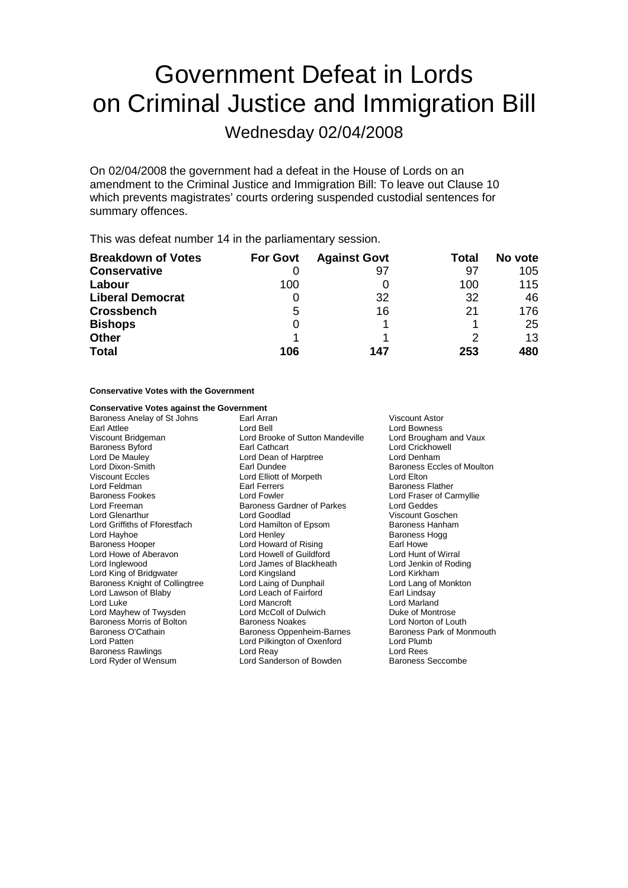# Government Defeat in Lords on Criminal Justice and Immigration Bill

## Wednesday 02/04/2008

On 02/04/2008 the government had a defeat in the House of Lords on an amendment to the Criminal Justice and Immigration Bill: To leave out Clause 10 which prevents magistrates' courts ordering suspended custodial sentences for summary offences.

This was defeat number 14 in the parliamentary session.

| **Breakdown of Votes** | **For Govt** | **Against Govt** | **Total** | **No vote** |
|---|---|---|---|---|
| **Conservative** | 0 | 97 | 97 | 105 |
| **Labour** | 100 | 0 | 100 | 115 |
| **Liberal Democrat** | 0 | 32 | 32 | 46 |
| **Crossbench** | 5 | 16 | 21 | 176 |
| **Bishops** | 0 | 1 | 1 | 25 |
| **Other** | 1 | 1 | 2 | 13 |
| **Total** | **106** | **147** | **253** | **480** |

**Conservative Votes with the Government**

**Conservative Votes against the Government**

Baroness Anelay of St Johns
Earl Arran
Viscount Astor
Earl Attlee
Lord Bell
Lord Bowness
Viscount Bridgeman
Lord Brooke of Sutton Mandeville
Lord Brougham and Vaux
Baroness Byford
Earl Cathcart
Lord Crickhowell
Lord De Mauley
Lord Dean of Harptree
Lord Denham
Lord Dixon-Smith
Earl Dundee
Baroness Eccles of Moulton
Viscount Eccles
Lord Elliott of Morpeth
Lord Elton
Lord Feldman
Earl Ferrers
Baroness Flather
Baroness Fookes
Lord Fowler
Lord Fraser of Carmyllie
Lord Freeman
Baroness Gardner of Parkes
Lord Geddes
Lord Glenarthur
Lord Goodlad
Viscount Goschen
Lord Griffiths of Fforestfach
Lord Hamilton of Epsom
Baroness Hanham
Lord Hayhoe
Lord Henley
Baroness Hogg
Baroness Hooper
Lord Howard of Rising
Earl Howe
Lord Howe of Aberavon
Lord Howell of Guildford
Lord Hunt of Wirral
Lord Inglewood
Lord James of Blackheath
Lord Jenkin of Roding
Lord King of Bridgwater
Lord Kingsland
Lord Kirkham
Baroness Knight of Collingtree
Lord Laing of Dunphail
Lord Lang of Monkton
Lord Lawson of Blaby
Lord Leach of Fairford
Earl Lindsay
Lord Luke
Lord Mancroft
Lord Marland
Lord Mayhew of Twysden
Lord McColl of Dulwich
Duke of Montrose
Baroness Morris of Bolton
Baroness Noakes
Lord Norton of Louth
Baroness O'Cathain
Baroness Oppenheim-Barnes
Baroness Park of Monmouth
Lord Patten
Lord Pilkington of Oxenford
Lord Plumb
Baroness Rawlings
Lord Reay
Lord Rees
Lord Ryder of Wensum
Lord Sanderson of Bowden
Baroness Seccombe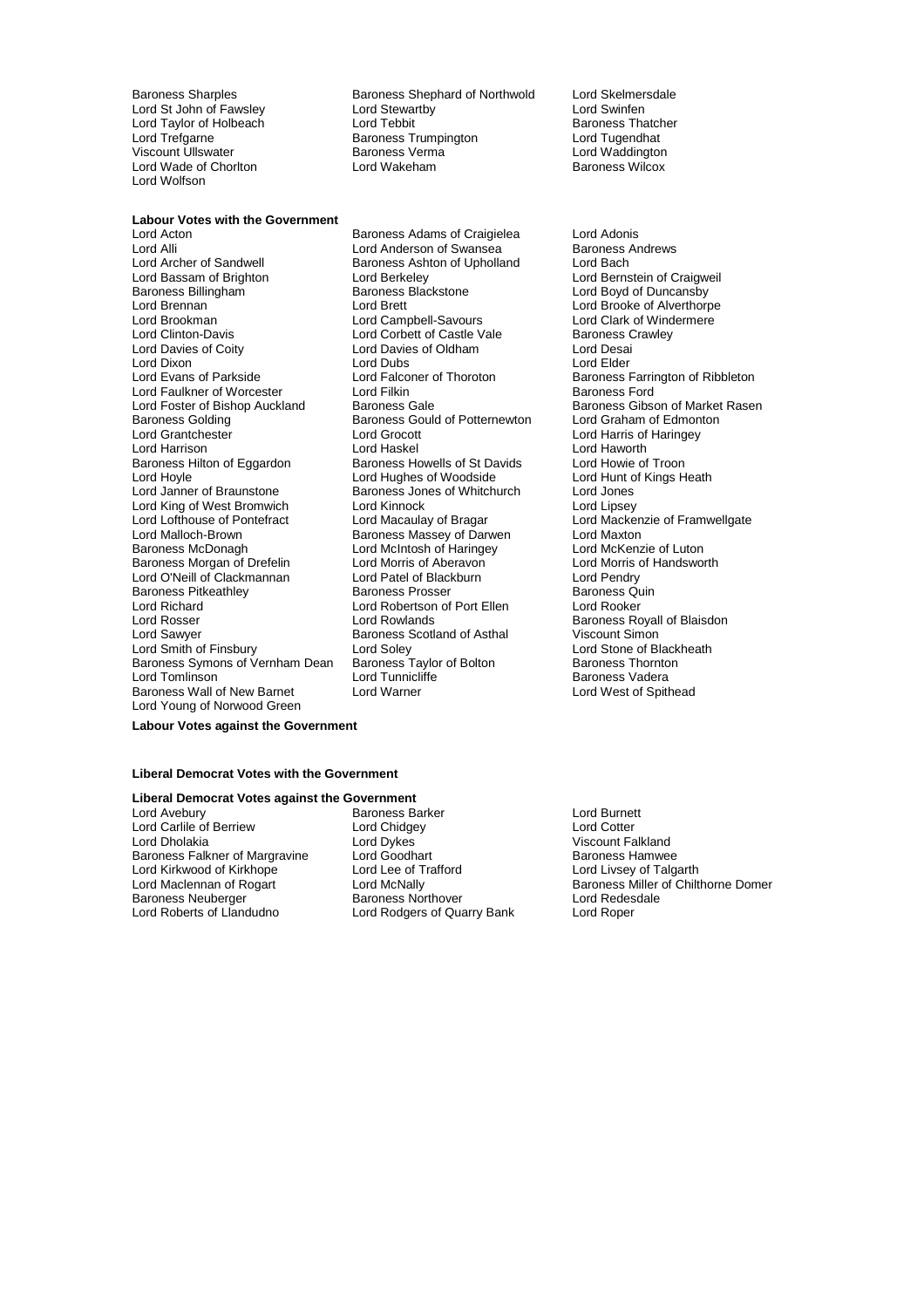Baroness Sharples
Baroness Shephard of Northwold
Lord Skelmersdale
Lord St John of Fawsley
Lord Stewartby
Lord Swinfen
Lord Taylor of Holbeach
Lord Tebbit
Baroness Thatcher
Lord Trefgarne
Baroness Trumpington
Lord Tugendhat
Viscount Ullswater
Baroness Verma
Lord Waddington
Lord Wade of Chorlton
Lord Wakeham
Baroness Wilcox
Lord Wolfson

**Labour Votes with the Government**

Lord Acton
Baroness Adams of Craigielea
Lord Adonis
Lord Alli
Lord Anderson of Swansea
Baroness Andrews
Lord Archer of Sandwell
Baroness Ashton of Upholland
Lord Bach
Lord Bassam of Brighton
Lord Berkeley
Lord Bernstein of Craigweil
Baroness Billingham
Baroness Blackstone
Lord Boyd of Duncansby
Lord Brennan
Lord Brett
Lord Brooke of Alverthorpe
Lord Brookman
Lord Campbell-Savours
Lord Clark of Windermere
Lord Clinton-Davis
Lord Corbett of Castle Vale
Baroness Crawley
Lord Davies of Coity
Lord Davies of Oldham
Lord Desai
Lord Dixon
Lord Dubs
Lord Elder
Lord Evans of Parkside
Lord Falconer of Thoroton
Baroness Farrington of Ribbleton
Lord Faulkner of Worcester
Lord Filkin
Baroness Ford
Lord Foster of Bishop Auckland
Baroness Gale
Baroness Gibson of Market Rasen
Baroness Golding
Baroness Gould of Potternewton
Lord Graham of Edmonton
Lord Grantchester
Lord Grocott
Lord Harris of Haringey
Lord Harrison
Lord Haskel
Lord Haworth
Baroness Hilton of Eggardon
Baroness Howells of St Davids
Lord Howie of Troon
Lord Hoyle
Lord Hughes of Woodside
Lord Hunt of Kings Heath
Lord Janner of Braunstone
Baroness Jones of Whitchurch
Lord Jones
Lord King of West Bromwich
Lord Kinnock
Lord Lipsey
Lord Lofthouse of Pontefract
Lord Macaulay of Bragar
Lord Mackenzie of Framwellgate
Lord Malloch-Brown
Baroness Massey of Darwen
Lord Maxton
Baroness McDonagh
Lord McIntosh of Haringey
Lord McKenzie of Luton
Baroness Morgan of Drefelin
Lord Morris of Aberavon
Lord Morris of Handsworth
Lord O'Neill of Clackmannan
Lord Patel of Blackburn
Lord Pendry
Baroness Pitkeathley
Baroness Prosser
Baroness Quin
Lord Richard
Lord Robertson of Port Ellen
Lord Rooker
Lord Rosser
Lord Rowlands
Baroness Royall of Blaisdon
Lord Sawyer
Baroness Scotland of Asthal
Viscount Simon
Lord Smith of Finsbury
Lord Soley
Lord Stone of Blackheath
Baroness Symons of Vernham Dean
Baroness Taylor of Bolton
Baroness Thornton
Lord Tomlinson
Lord Tunnicliffe
Baroness Vadera
Baroness Wall of New Barnet
Lord Warner
Lord West of Spithead
Lord Young of Norwood Green

**Labour Votes against the Government**

**Liberal Democrat Votes with the Government**

**Liberal Democrat Votes against the Government**

Lord Avebury
Baroness Barker
Lord Burnett
Lord Carlile of Berriew
Lord Chidgey
Lord Cotter
Lord Dholakia
Lord Dykes
Viscount Falkland
Baroness Falkner of Margravine
Lord Goodhart
Baroness Hamwee
Lord Kirkwood of Kirkhope
Lord Lee of Trafford
Lord Livsey of Talgarth
Lord Maclennan of Rogart
Lord McNally
Baroness Miller of Chilthorne Domer
Baroness Neuberger
Baroness Northover
Lord Redesdale
Lord Roberts of Llandudno
Lord Rodgers of Quarry Bank
Lord Roper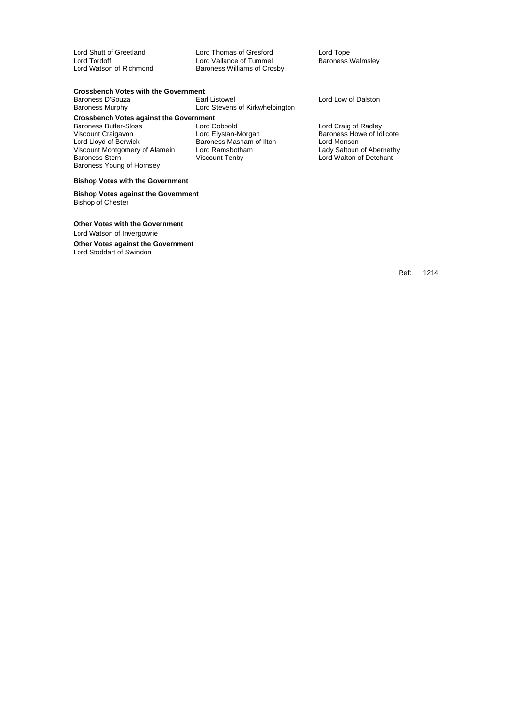Lord Shutt of Greetland
Lord Thomas of Gresford
Lord Tope
Lord Tordoff
Lord Vallance of Tummel
Baroness Walmsley
Lord Watson of Richmond
Baroness Williams of Crosby

**Crossbench Votes with the Government**

Baroness D'Souza
Earl Listowel
Lord Low of Dalston
Baroness Murphy
Lord Stevens of Kirkwhelpington

**Crossbench Votes against the Government**

Baroness Butler-Sloss
Lord Cobbold
Lord Craig of Radley
Viscount Craigavon
Lord Elystan-Morgan
Baroness Howe of Idlicote
Lord Lloyd of Berwick
Baroness Masham of Ilton
Lord Monson
Viscount Montgomery of Alamein
Lord Ramsbotham
Lady Saltoun of Abernethy
Baroness Stern
Viscount Tenby
Lord Walton of Detchant
Baroness Young of Hornsey

**Bishop Votes with the Government**

**Bishop Votes against the Government**

Bishop of Chester

**Other Votes with the Government**

Lord Watson of Invergowrie

**Other Votes against the Government**

Lord Stoddart of Swindon

Ref: 1214